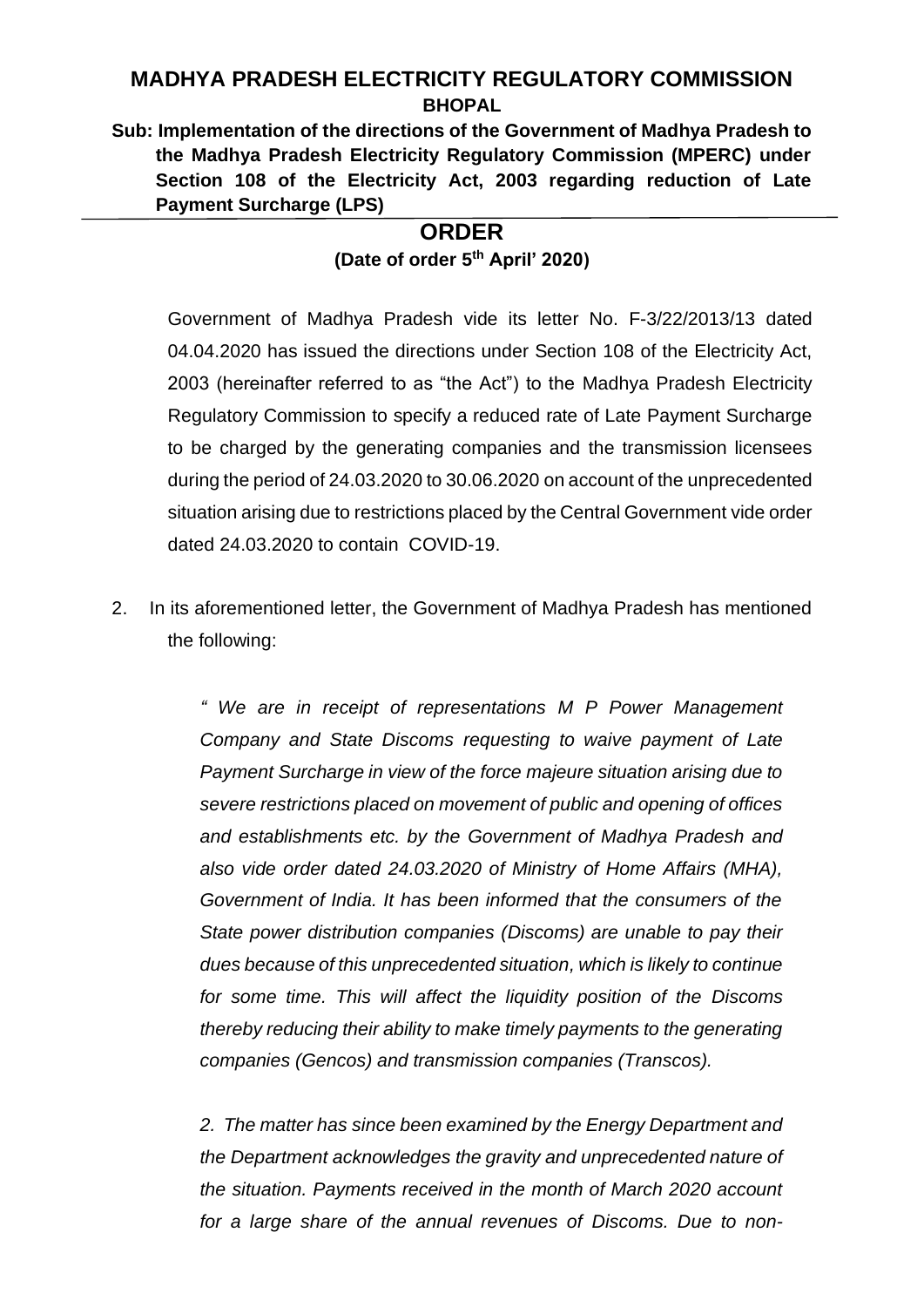# MADHYA PRADESH ELECTRICITY REGULATORY COMMISSION

**BHOPAL**

**Sub: Implementation of the directions of the Government of Madhya Pradesh to the Madhya Pradesh Electricity Regulatory Commission (MPERC) under Section 108 of the Electricity Act, 2003 regarding reduction of Late Payment Surcharge (LPS)**

## ORDER

**(Date of order 5th April' 2020)**

Government of Madhya Pradesh vide its letter No. F-3/22/2013/13 dated 04.04.2020 has issued the directions under Section 108 of the Electricity Act, 2003 (hereinafter referred to as "the Act") to the Madhya Pradesh Electricity Regulatory Commission to specify a reduced rate of Late Payment Surcharge to be charged by the generating companies and the transmission licensees during the period of 24.03.2020 to 30.06.2020 on account of the unprecedented situation arising due to restrictions placed by the Central Government vide order dated 24.03.2020 to contain COVID-19.

2. In its aforementioned letter, the Government of Madhya Pradesh has mentioned the following:

   *" We are in receipt of representations M P Power Management Company and State Discoms requesting to waive payment of Late Payment Surcharge in view of the force majeure situation arising due to severe restrictions placed on movement of public and opening of offices and establishments etc. by the Government of Madhya Pradesh and also vide order dated 24.03.2020 of Ministry of Home Affairs (MHA), Government of India. It has been informed that the consumers of the State power distribution companies (Discoms) are unable to pay their dues because of this unprecedented situation, which is likely to continue for some time. This will affect the liquidity position of the Discoms thereby reducing their ability to make timely payments to the generating companies (Gencos) and transmission companies (Transcos).*

   *2. The matter has since been examined by the Energy Department and the Department acknowledges the gravity and unprecedented nature of the situation. Payments received in the month of March 2020 account for a large share of the annual revenues of Discoms. Due to non-*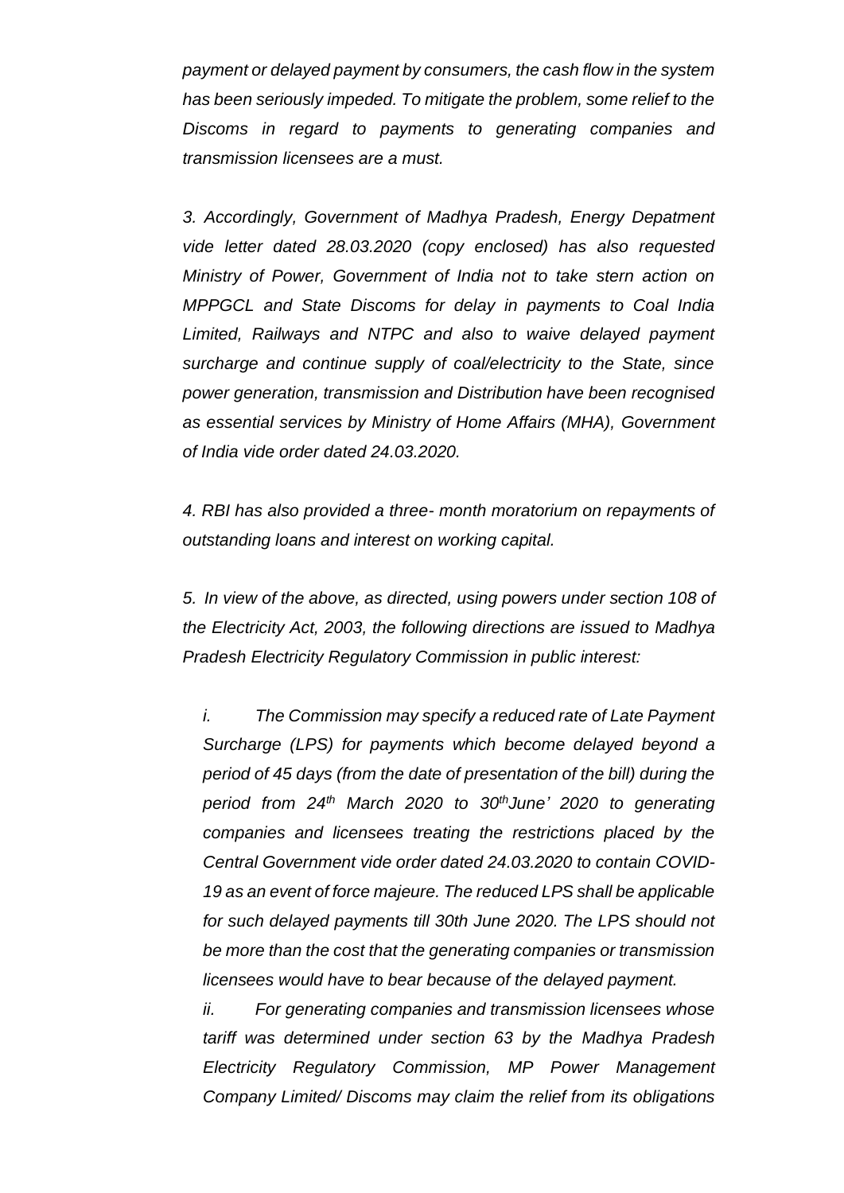*payment or delayed payment by consumers, the cash flow in the system has been seriously impeded. To mitigate the problem, some relief to the Discoms in regard to payments to generating companies and transmission licensees are a must.*

*3. Accordingly, Government of Madhya Pradesh, Energy Depatment vide letter dated 28.03.2020 (copy enclosed) has also requested Ministry of Power, Government of India not to take stern action on MPPGCL and State Discoms for delay in payments to Coal India Limited, Railways and NTPC and also to waive delayed payment surcharge and continue supply of coal/electricity to the State, since power generation, transmission and Distribution have been recognised as essential services by Ministry of Home Affairs (MHA), Government of India vide order dated 24.03.2020.*

*4. RBI has also provided a three- month moratorium on repayments of outstanding loans and interest on working capital.*

*5. In view of the above, as directed, using powers under section 108 of the Electricity Act, 2003, the following directions are issued to Madhya Pradesh Electricity Regulatory Commission in public interest:*

*i. The Commission may specify a reduced rate of Late Payment Surcharge (LPS) for payments which become delayed beyond a period of 45 days (from the date of presentation of the bill) during the period from 24th March 2020 to 30th June' 2020 to generating companies and licensees treating the restrictions placed by the Central Government vide order dated 24.03.2020 to contain COVID-19 as an event of force majeure. The reduced LPS shall be applicable for such delayed payments till 30th June 2020. The LPS should not be more than the cost that the generating companies or transmission licensees would have to bear because of the delayed payment.*

*ii. For generating companies and transmission licensees whose tariff was determined under section 63 by the Madhya Pradesh Electricity Regulatory Commission, MP Power Management Company Limited/ Discoms may claim the relief from its obligations*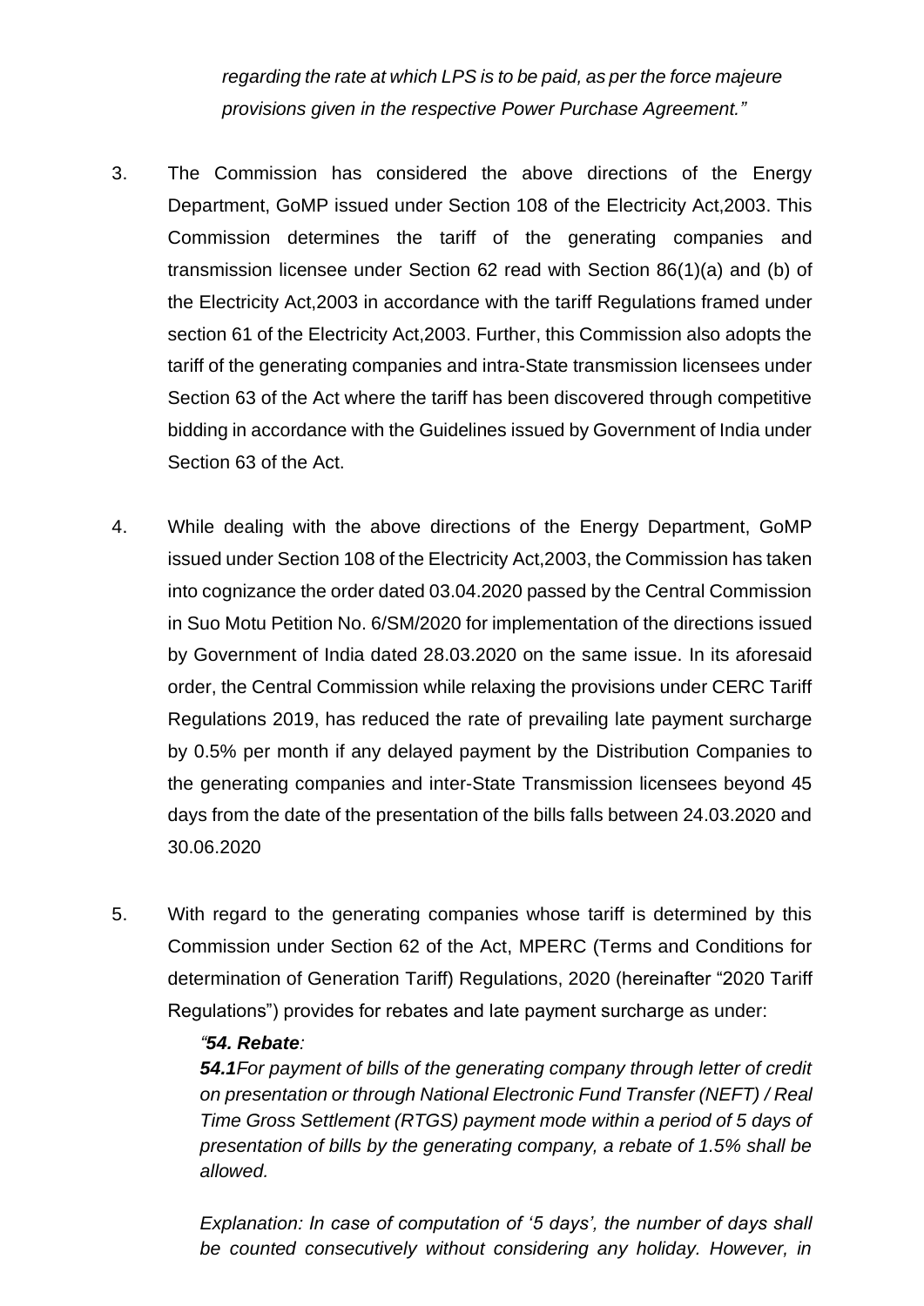*regarding the rate at which LPS is to be paid, as per the force majeure provisions given in the respective Power Purchase Agreement."*

3. The Commission has considered the above directions of the Energy Department, GoMP issued under Section 108 of the Electricity Act,2003. This Commission determines the tariff of the generating companies and transmission licensee under Section 62 read with Section 86(1)(a) and (b) of the Electricity Act,2003 in accordance with the tariff Regulations framed under section 61 of the Electricity Act,2003. Further, this Commission also adopts the tariff of the generating companies and intra-State transmission licensees under Section 63 of the Act where the tariff has been discovered through competitive bidding in accordance with the Guidelines issued by Government of India under Section 63 of the Act.

4. While dealing with the above directions of the Energy Department, GoMP issued under Section 108 of the Electricity Act,2003, the Commission has taken into cognizance the order dated 03.04.2020 passed by the Central Commission in Suo Motu Petition No. 6/SM/2020 for implementation of the directions issued by Government of India dated 28.03.2020 on the same issue. In its aforesaid order, the Central Commission while relaxing the provisions under CERC Tariff Regulations 2019, has reduced the rate of prevailing late payment surcharge by 0.5% per month if any delayed payment by the Distribution Companies to the generating companies and inter-State Transmission licensees beyond 45 days from the date of the presentation of the bills falls between 24.03.2020 and 30.06.2020

5. With regard to the generating companies whose tariff is determined by this Commission under Section 62 of the Act, MPERC (Terms and Conditions for determination of Generation Tariff) Regulations, 2020 (hereinafter "2020 Tariff Regulations") provides for rebates and late payment surcharge as under:

*"**54. Rebate**:*

***54.1***For payment of bills of the generating company through letter of credit on presentation or through National Electronic Fund Transfer (NEFT) / Real Time Gross Settlement (RTGS) payment mode within a period of 5 days of presentation of bills by the generating company, a rebate of 1.5% shall be allowed.*

*Explanation: In case of computation of '5 days', the number of days shall be counted consecutively without considering any holiday. However, in*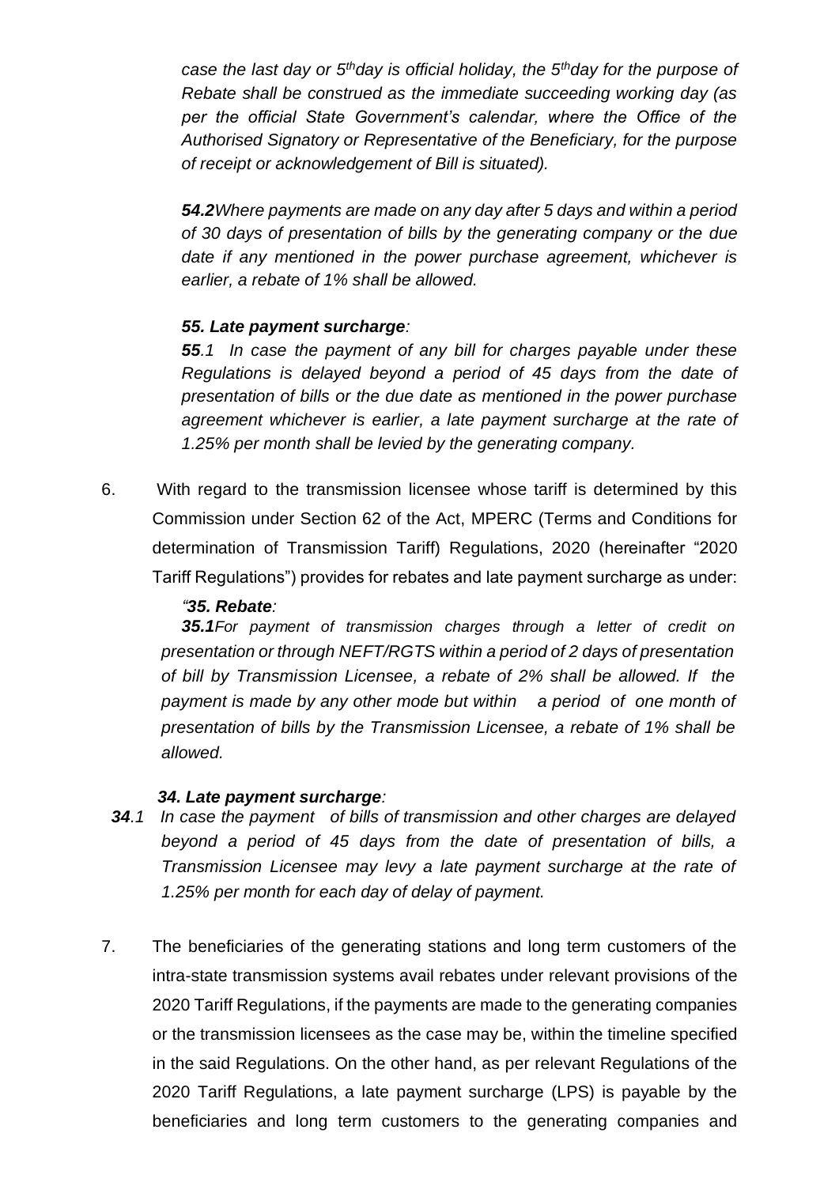*case the last day or 5thday is official holiday, the 5thday for the purpose of Rebate shall be construed as the immediate succeeding working day (as per the official State Government's calendar, where the Office of the Authorised Signatory or Representative of the Beneficiary, for the purpose of receipt or acknowledgement of Bill is situated).*

***54.2****Where payments are made on any day after 5 days and within a period of 30 days of presentation of bills by the generating company or the due date if any mentioned in the power purchase agreement, whichever is earlier, a rebate of 1% shall be allowed.*

***55. Late payment surcharge****:*

***55****.1 In case the payment of any bill for charges payable under these Regulations is delayed beyond a period of 45 days from the date of presentation of bills or the due date as mentioned in the power purchase agreement whichever is earlier, a late payment surcharge at the rate of 1.25% per month shall be levied by the generating company.*

6. With regard to the transmission licensee whose tariff is determined by this Commission under Section 62 of the Act, MPERC (Terms and Conditions for determination of Transmission Tariff) Regulations, 2020 (hereinafter "2020 Tariff Regulations") provides for rebates and late payment surcharge as under:

*"**35. Rebate**:*

***35.1****For payment of transmission charges through a letter of credit on presentation or through NEFT/RGTS within a period of 2 days of presentation of bill by Transmission Licensee, a rebate of 2% shall be allowed. If the payment is made by any other mode but within a period of one month of presentation of bills by the Transmission Licensee, a rebate of 1% shall be allowed.*

***34. Late payment surcharge****:*

***34****.1 In case the payment of bills of transmission and other charges are delayed beyond a period of 45 days from the date of presentation of bills, a Transmission Licensee may levy a late payment surcharge at the rate of 1.25% per month for each day of delay of payment.*

7. The beneficiaries of the generating stations and long term customers of the intra-state transmission systems avail rebates under relevant provisions of the 2020 Tariff Regulations, if the payments are made to the generating companies or the transmission licensees as the case may be, within the timeline specified in the said Regulations. On the other hand, as per relevant Regulations of the 2020 Tariff Regulations, a late payment surcharge (LPS) is payable by the beneficiaries and long term customers to the generating companies and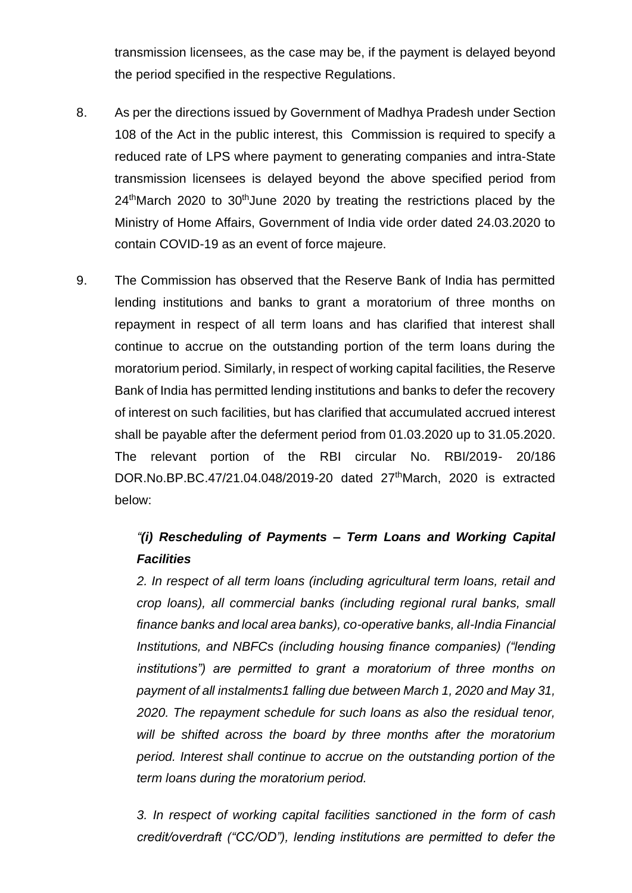transmission licensees, as the case may be, if the payment is delayed beyond the period specified in the respective Regulations.

8. As per the directions issued by Government of Madhya Pradesh under Section 108 of the Act in the public interest, this Commission is required to specify a reduced rate of LPS where payment to generating companies and intra-State transmission licensees is delayed beyond the above specified period from 24th March 2020 to 30th June 2020 by treating the restrictions placed by the Ministry of Home Affairs, Government of India vide order dated 24.03.2020 to contain COVID-19 as an event of force majeure.

9. The Commission has observed that the Reserve Bank of India has permitted lending institutions and banks to grant a moratorium of three months on repayment in respect of all term loans and has clarified that interest shall continue to accrue on the outstanding portion of the term loans during the moratorium period. Similarly, in respect of working capital facilities, the Reserve Bank of India has permitted lending institutions and banks to defer the recovery of interest on such facilities, but has clarified that accumulated accrued interest shall be payable after the deferment period from 01.03.2020 up to 31.05.2020. The relevant portion of the RBI circular No. RBI/2019- 20/186 DOR.No.BP.BC.47/21.04.048/2019-20 dated 27th March, 2020 is extracted below:

*"**(i) Rescheduling of Payments – Term Loans and Working Capital Facilities***

*2. In respect of all term loans (including agricultural term loans, retail and crop loans), all commercial banks (including regional rural banks, small finance banks and local area banks), co-operative banks, all-India Financial Institutions, and NBFCs (including housing finance companies) ("lending institutions") are permitted to grant a moratorium of three months on payment of all instalments1 falling due between March 1, 2020 and May 31, 2020. The repayment schedule for such loans as also the residual tenor, will be shifted across the board by three months after the moratorium period. Interest shall continue to accrue on the outstanding portion of the term loans during the moratorium period.*

*3. In respect of working capital facilities sanctioned in the form of cash credit/overdraft ("CC/OD"), lending institutions are permitted to defer the*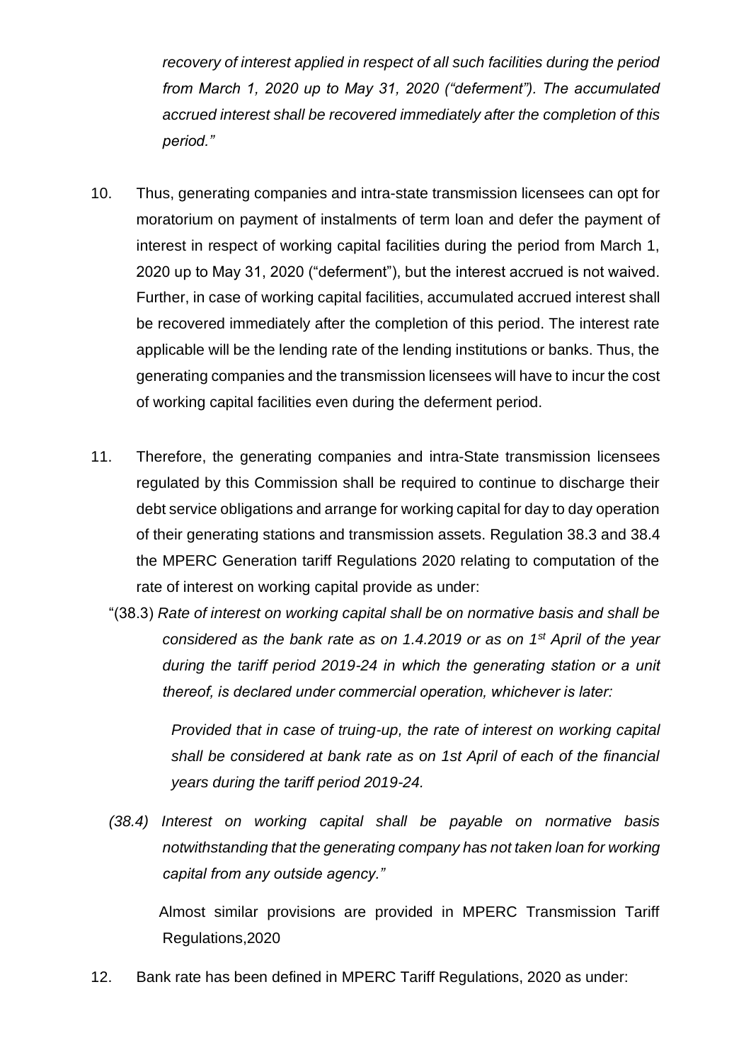*recovery of interest applied in respect of all such facilities during the period from March 1, 2020 up to May 31, 2020 ("deferment"). The accumulated accrued interest shall be recovered immediately after the completion of this period."*

10. Thus, generating companies and intra-state transmission licensees can opt for moratorium on payment of instalments of term loan and defer the payment of interest in respect of working capital facilities during the period from March 1, 2020 up to May 31, 2020 ("deferment"), but the interest accrued is not waived. Further, in case of working capital facilities, accumulated accrued interest shall be recovered immediately after the completion of this period. The interest rate applicable will be the lending rate of the lending institutions or banks. Thus, the generating companies and the transmission licensees will have to incur the cost of working capital facilities even during the deferment period.

11. Therefore, the generating companies and intra-State transmission licensees regulated by this Commission shall be required to continue to discharge their debt service obligations and arrange for working capital for day to day operation of their generating stations and transmission assets. Regulation 38.3 and 38.4 the MPERC Generation tariff Regulations 2020 relating to computation of the rate of interest on working capital provide as under:

    "(38.3) *Rate of interest on working capital shall be on normative basis and shall be considered as the bank rate as on 1.4.2019 or as on 1st April of the year during the tariff period 2019-24 in which the generating station or a unit thereof, is declared under commercial operation, whichever is later:*

    *Provided that in case of truing-up, the rate of interest on working capital shall be considered at bank rate as on 1st April of each of the financial years during the tariff period 2019-24.*

    *(38.4) Interest on working capital shall be payable on normative basis notwithstanding that the generating company has not taken loan for working capital from any outside agency."*

    Almost similar provisions are provided in MPERC Transmission Tariff Regulations,2020

12. Bank rate has been defined in MPERC Tariff Regulations, 2020 as under: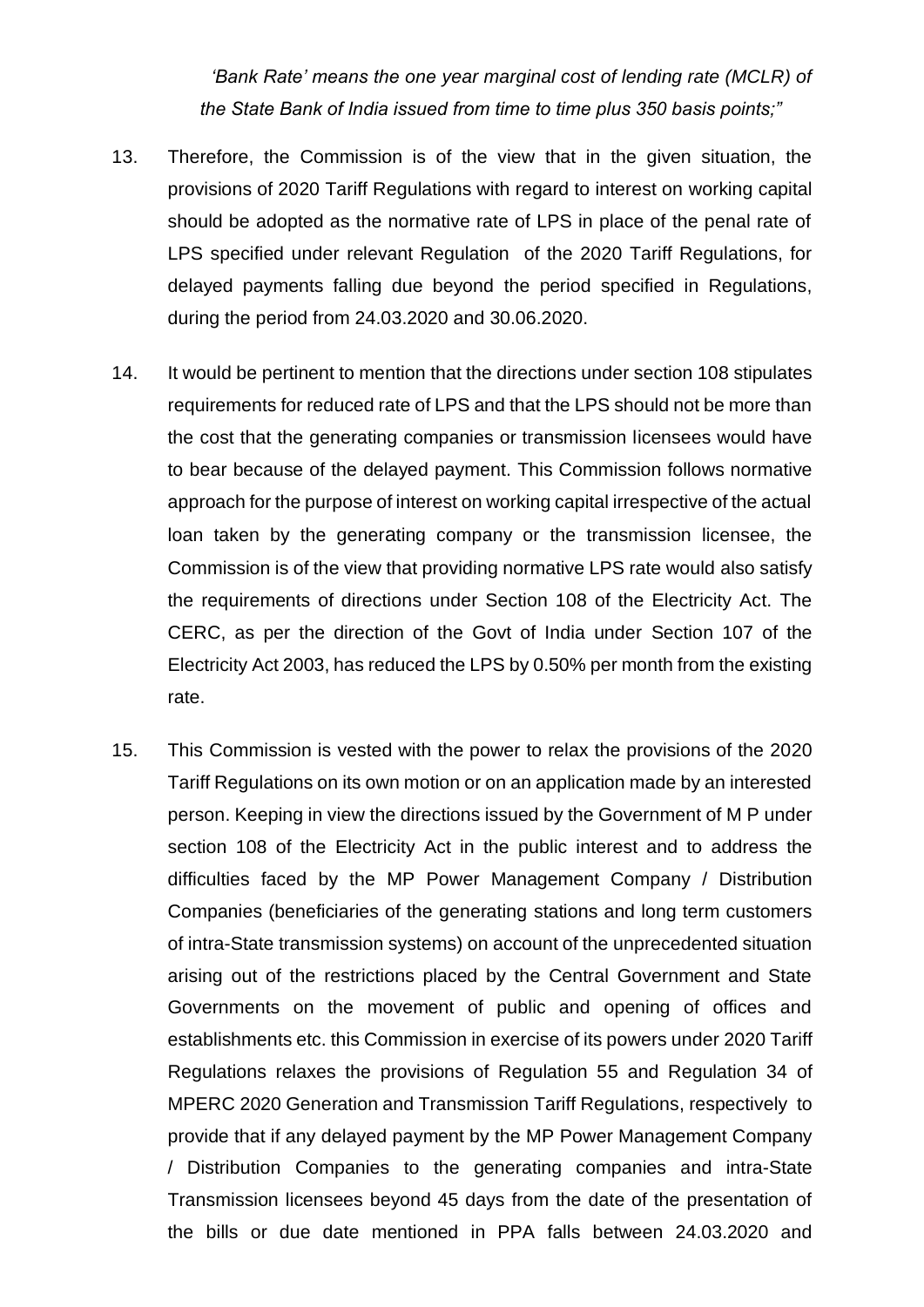*'Bank Rate' means the one year marginal cost of lending rate (MCLR) of the State Bank of India issued from time to time plus 350 basis points;"*

13. Therefore, the Commission is of the view that in the given situation, the provisions of 2020 Tariff Regulations with regard to interest on working capital should be adopted as the normative rate of LPS in place of the penal rate of LPS specified under relevant Regulation of the 2020 Tariff Regulations, for delayed payments falling due beyond the period specified in Regulations, during the period from 24.03.2020 and 30.06.2020.

14. It would be pertinent to mention that the directions under section 108 stipulates requirements for reduced rate of LPS and that the LPS should not be more than the cost that the generating companies or transmission licensees would have to bear because of the delayed payment. This Commission follows normative approach for the purpose of interest on working capital irrespective of the actual loan taken by the generating company or the transmission licensee, the Commission is of the view that providing normative LPS rate would also satisfy the requirements of directions under Section 108 of the Electricity Act. The CERC, as per the direction of the Govt of India under Section 107 of the Electricity Act 2003, has reduced the LPS by 0.50% per month from the existing rate.

15. This Commission is vested with the power to relax the provisions of the 2020 Tariff Regulations on its own motion or on an application made by an interested person. Keeping in view the directions issued by the Government of M P under section 108 of the Electricity Act in the public interest and to address the difficulties faced by the MP Power Management Company / Distribution Companies (beneficiaries of the generating stations and long term customers of intra-State transmission systems) on account of the unprecedented situation arising out of the restrictions placed by the Central Government and State Governments on the movement of public and opening of offices and establishments etc. this Commission in exercise of its powers under 2020 Tariff Regulations relaxes the provisions of Regulation 55 and Regulation 34 of MPERC 2020 Generation and Transmission Tariff Regulations, respectively to provide that if any delayed payment by the MP Power Management Company / Distribution Companies to the generating companies and intra-State Transmission licensees beyond 45 days from the date of the presentation of the bills or due date mentioned in PPA falls between 24.03.2020 and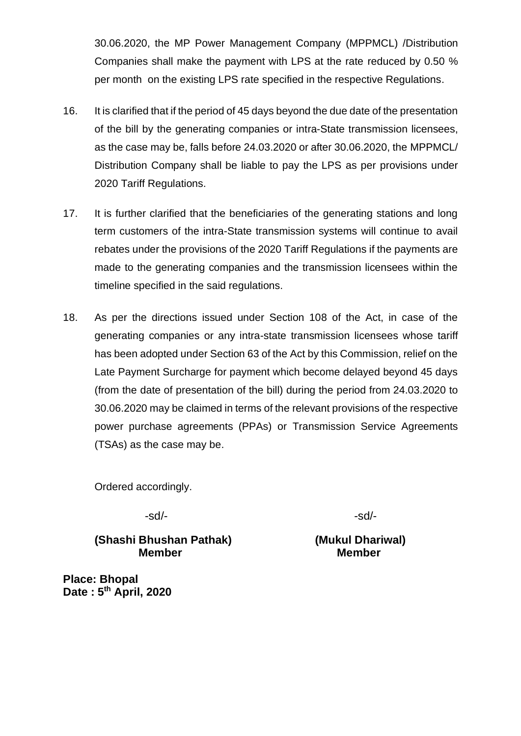30.06.2020, the MP Power Management Company (MPPMCL) /Distribution Companies shall make the payment with LPS at the rate reduced by 0.50 % per month on the existing LPS rate specified in the respective Regulations.

16. It is clarified that if the period of 45 days beyond the due date of the presentation of the bill by the generating companies or intra-State transmission licensees, as the case may be, falls before 24.03.2020 or after 30.06.2020, the MPPMCL/ Distribution Company shall be liable to pay the LPS as per provisions under 2020 Tariff Regulations.

17. It is further clarified that the beneficiaries of the generating stations and long term customers of the intra-State transmission systems will continue to avail rebates under the provisions of the 2020 Tariff Regulations if the payments are made to the generating companies and the transmission licensees within the timeline specified in the said regulations.

18. As per the directions issued under Section 108 of the Act, in case of the generating companies or any intra-state transmission licensees whose tariff has been adopted under Section 63 of the Act by this Commission, relief on the Late Payment Surcharge for payment which become delayed beyond 45 days (from the date of presentation of the bill) during the period from 24.03.2020 to 30.06.2020 may be claimed in terms of the relevant provisions of the respective power purchase agreements (PPAs) or Transmission Service Agreements (TSAs) as the case may be.

Ordered accordingly.

-sd/-

**(Shashi Bhushan Pathak)**
**Member**

-sd/-

**(Mukul Dhariwal)**
**Member**

**Place: Bhopal**
**Date : 5th April, 2020**